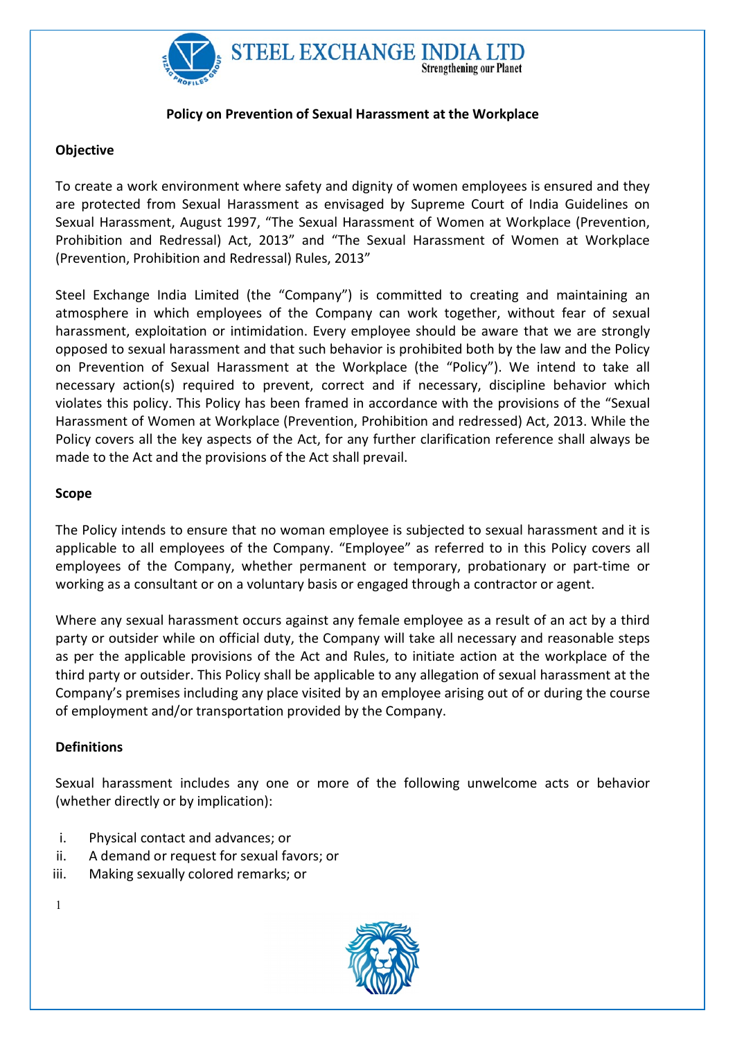STEEL EXCHANGE INDIA LTD
Strengthening our Planet

## Policy on Prevention of Sexual Harassment at the Workplace

### Objective

To create a work environment where safety and dignity of women employees is ensured and they are protected from Sexual Harassment as envisaged by Supreme Court of India Guidelines on Sexual Harassment, August 1997, "The Sexual Harassment of Women at Workplace (Prevention, Prohibition and Redressal) Act, 2013" and "The Sexual Harassment of Women at Workplace (Prevention, Prohibition and Redressal) Rules, 2013"

Steel Exchange India Limited (the "Company") is committed to creating and maintaining an atmosphere in which employees of the Company can work together, without fear of sexual harassment, exploitation or intimidation. Every employee should be aware that we are strongly opposed to sexual harassment and that such behavior is prohibited both by the law and the Policy on Prevention of Sexual Harassment at the Workplace (the "Policy"). We intend to take all necessary action(s) required to prevent, correct and if necessary, discipline behavior which violates this policy. This Policy has been framed in accordance with the provisions of the "Sexual Harassment of Women at Workplace (Prevention, Prohibition and redressed) Act, 2013. While the Policy covers all the key aspects of the Act, for any further clarification reference shall always be made to the Act and the provisions of the Act shall prevail.

### Scope

The Policy intends to ensure that no woman employee is subjected to sexual harassment and it is applicable to all employees of the Company. "Employee" as referred to in this Policy covers all employees of the Company, whether permanent or temporary, probationary or part-time or working as a consultant or on a voluntary basis or engaged through a contractor or agent.

Where any sexual harassment occurs against any female employee as a result of an act by a third party or outsider while on official duty, the Company will take all necessary and reasonable steps as per the applicable provisions of the Act and Rules, to initiate action at the workplace of the third party or outsider. This Policy shall be applicable to any allegation of sexual harassment at the Company's premises including any place visited by an employee arising out of or during the course of employment and/or transportation provided by the Company.

### Definitions

Sexual harassment includes any one or more of the following unwelcome acts or behavior (whether directly or by implication):

i. Physical contact and advances; or
ii. A demand or request for sexual favors; or
iii. Making sexually colored remarks; or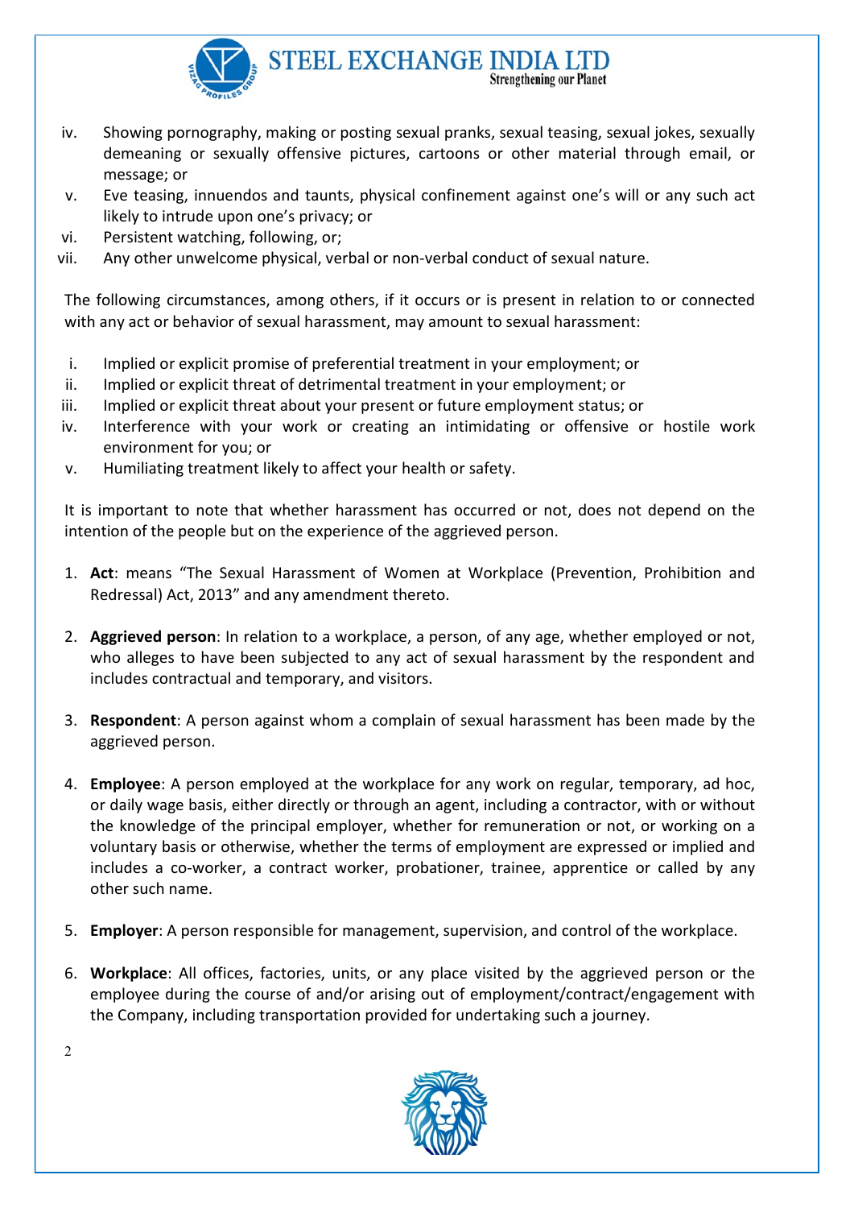iv. Showing pornography, making or posting sexual pranks, sexual teasing, sexual jokes, sexually demeaning or sexually offensive pictures, cartoons or other material through email, or message; or
v. Eve teasing, innuendos and taunts, physical confinement against one's will or any such act likely to intrude upon one's privacy; or
vi. Persistent watching, following, or;
vii. Any other unwelcome physical, verbal or non-verbal conduct of sexual nature.

The following circumstances, among others, if it occurs or is present in relation to or connected with any act or behavior of sexual harassment, may amount to sexual harassment:

i. Implied or explicit promise of preferential treatment in your employment; or
ii. Implied or explicit threat of detrimental treatment in your employment; or
iii. Implied or explicit threat about your present or future employment status; or
iv. Interference with your work or creating an intimidating or offensive or hostile work environment for you; or
v. Humiliating treatment likely to affect your health or safety.

It is important to note that whether harassment has occurred or not, does not depend on the intention of the people but on the experience of the aggrieved person.

1. **Act**: means "The Sexual Harassment of Women at Workplace (Prevention, Prohibition and Redressal) Act, 2013" and any amendment thereto.

2. **Aggrieved person**: In relation to a workplace, a person, of any age, whether employed or not, who alleges to have been subjected to any act of sexual harassment by the respondent and includes contractual and temporary, and visitors.

3. **Respondent**: A person against whom a complain of sexual harassment has been made by the aggrieved person.

4. **Employee**: A person employed at the workplace for any work on regular, temporary, ad hoc, or daily wage basis, either directly or through an agent, including a contractor, with or without the knowledge of the principal employer, whether for remuneration or not, or working on a voluntary basis or otherwise, whether the terms of employment are expressed or implied and includes a co-worker, a contract worker, probationer, trainee, apprentice or called by any other such name.

5. **Employer**: A person responsible for management, supervision, and control of the workplace.

6. **Workplace**: All offices, factories, units, or any place visited by the aggrieved person or the employee during the course of and/or arising out of employment/contract/engagement with the Company, including transportation provided for undertaking such a journey.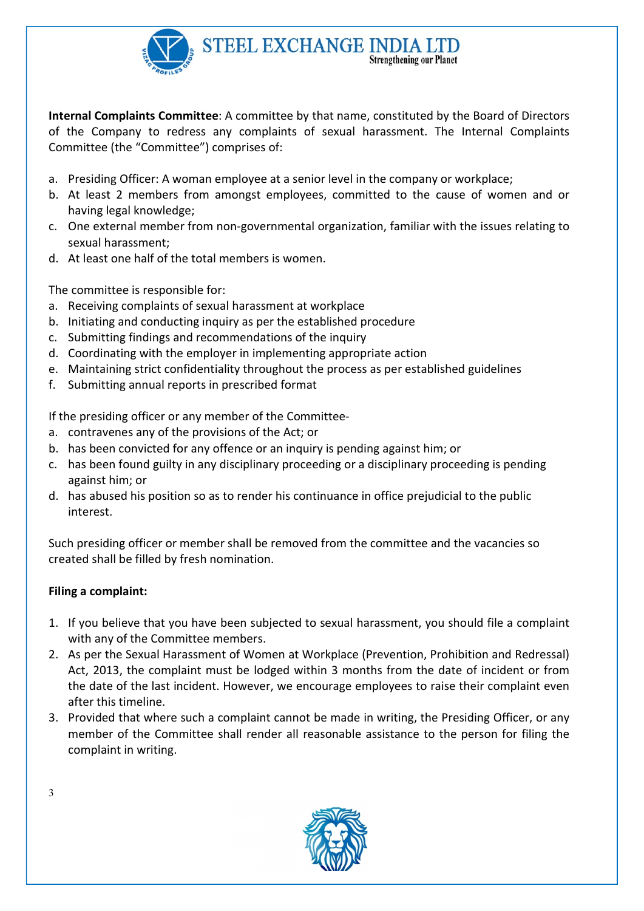**Internal Complaints Committee**: A committee by that name, constituted by the Board of Directors of the Company to redress any complaints of sexual harassment. The Internal Complaints Committee (the "Committee") comprises of:

a. Presiding Officer: A woman employee at a senior level in the company or workplace;
b. At least 2 members from amongst employees, committed to the cause of women and or having legal knowledge;
c. One external member from non-governmental organization, familiar with the issues relating to sexual harassment;
d. At least one half of the total members is women.

The committee is responsible for:

a. Receiving complaints of sexual harassment at workplace
b. Initiating and conducting inquiry as per the established procedure
c. Submitting findings and recommendations of the inquiry
d. Coordinating with the employer in implementing appropriate action
e. Maintaining strict confidentiality throughout the process as per established guidelines
f. Submitting annual reports in prescribed format

If the presiding officer or any member of the Committee-

a. contravenes any of the provisions of the Act; or
b. has been convicted for any offence or an inquiry is pending against him; or
c. has been found guilty in any disciplinary proceeding or a disciplinary proceeding is pending against him; or
d. has abused his position so as to render his continuance in office prejudicial to the public interest.

Such presiding officer or member shall be removed from the committee and the vacancies so created shall be filled by fresh nomination.

**Filing a complaint:**

1. If you believe that you have been subjected to sexual harassment, you should file a complaint with any of the Committee members.
2. As per the Sexual Harassment of Women at Workplace (Prevention, Prohibition and Redressal) Act, 2013, the complaint must be lodged within 3 months from the date of incident or from the date of the last incident. However, we encourage employees to raise their complaint even after this timeline.
3. Provided that where such a complaint cannot be made in writing, the Presiding Officer, or any member of the Committee shall render all reasonable assistance to the person for filing the complaint in writing.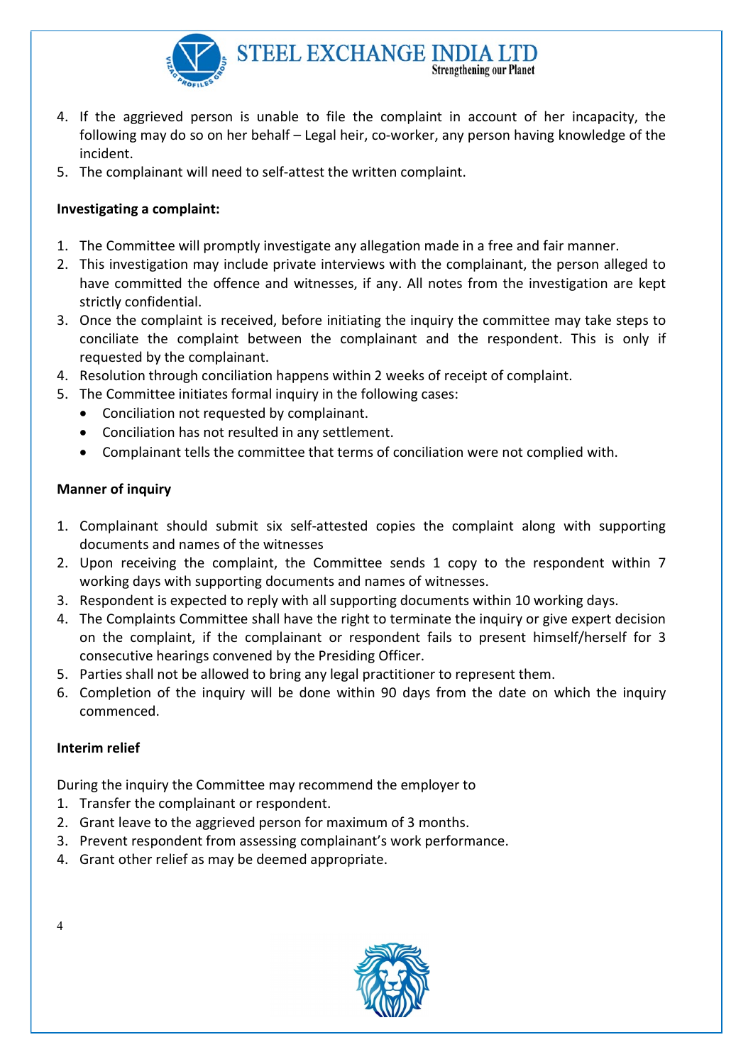4. If the aggrieved person is unable to file the complaint in account of her incapacity, the following may do so on her behalf – Legal heir, co-worker, any person having knowledge of the incident.
5. The complainant will need to self-attest the written complaint.

**Investigating a complaint:**

1. The Committee will promptly investigate any allegation made in a free and fair manner.
2. This investigation may include private interviews with the complainant, the person alleged to have committed the offence and witnesses, if any. All notes from the investigation are kept strictly confidential.
3. Once the complaint is received, before initiating the inquiry the committee may take steps to conciliate the complaint between the complainant and the respondent. This is only if requested by the complainant.
4. Resolution through conciliation happens within 2 weeks of receipt of complaint.
5. The Committee initiates formal inquiry in the following cases:
   - Conciliation not requested by complainant.
   - Conciliation has not resulted in any settlement.
   - Complainant tells the committee that terms of conciliation were not complied with.

**Manner of inquiry**

1. Complainant should submit six self-attested copies the complaint along with supporting documents and names of the witnesses
2. Upon receiving the complaint, the Committee sends 1 copy to the respondent within 7 working days with supporting documents and names of witnesses.
3. Respondent is expected to reply with all supporting documents within 10 working days.
4. The Complaints Committee shall have the right to terminate the inquiry or give expert decision on the complaint, if the complainant or respondent fails to present himself/herself for 3 consecutive hearings convened by the Presiding Officer.
5. Parties shall not be allowed to bring any legal practitioner to represent them.
6. Completion of the inquiry will be done within 90 days from the date on which the inquiry commenced.

**Interim relief**

During the inquiry the Committee may recommend the employer to

1. Transfer the complainant or respondent.
2. Grant leave to the aggrieved person for maximum of 3 months.
3. Prevent respondent from assessing complainant's work performance.
4. Grant other relief as may be deemed appropriate.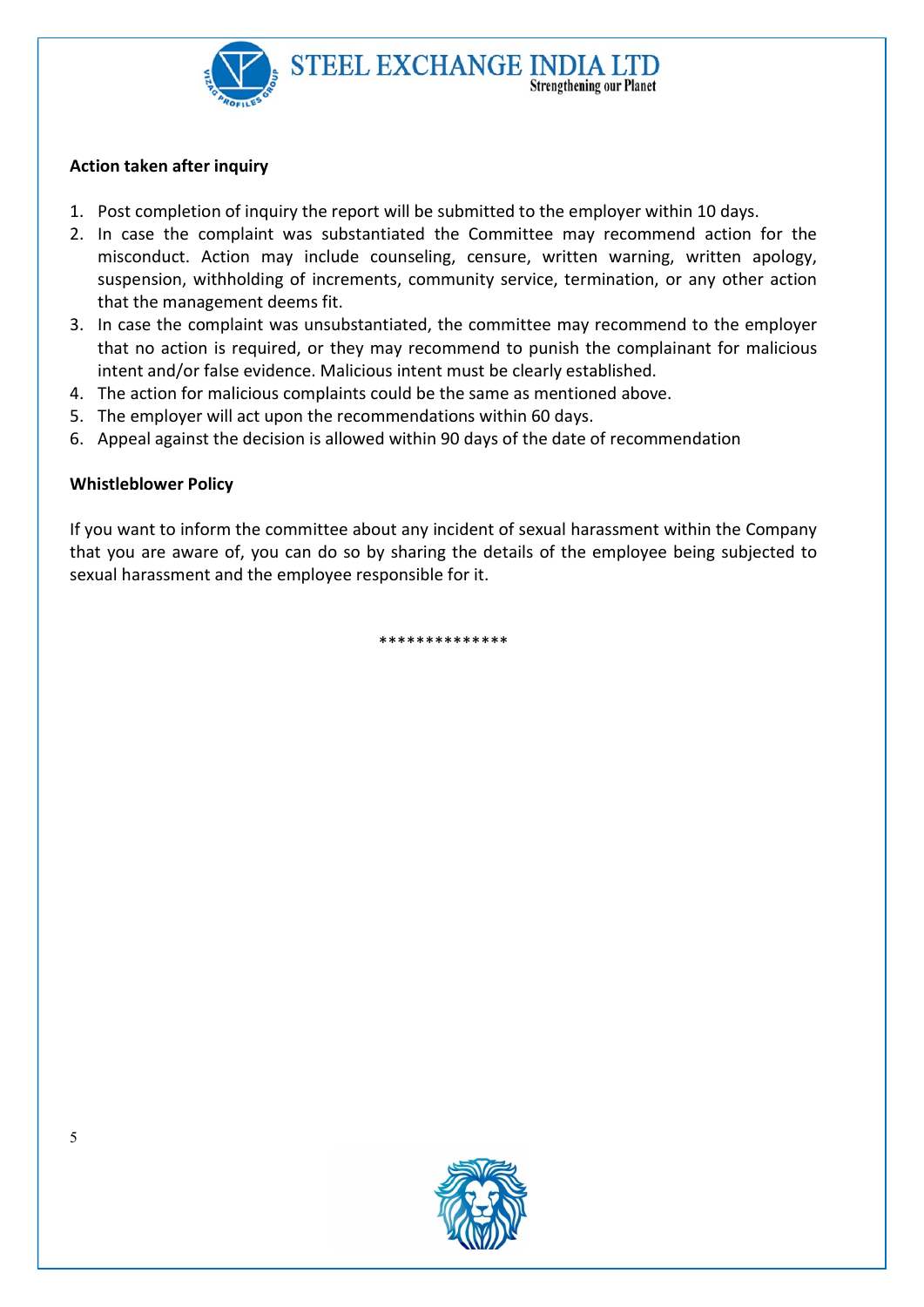**Action taken after inquiry**

1. Post completion of inquiry the report will be submitted to the employer within 10 days.
2. In case the complaint was substantiated the Committee may recommend action for the misconduct. Action may include counseling, censure, written warning, written apology, suspension, withholding of increments, community service, termination, or any other action that the management deems fit.
3. In case the complaint was unsubstantiated, the committee may recommend to the employer that no action is required, or they may recommend to punish the complainant for malicious intent and/or false evidence. Malicious intent must be clearly established.
4. The action for malicious complaints could be the same as mentioned above.
5. The employer will act upon the recommendations within 60 days.
6. Appeal against the decision is allowed within 90 days of the date of recommendation

**Whistleblower Policy**

If you want to inform the committee about any incident of sexual harassment within the Company that you are aware of, you can do so by sharing the details of the employee being subjected to sexual harassment and the employee responsible for it.

**************